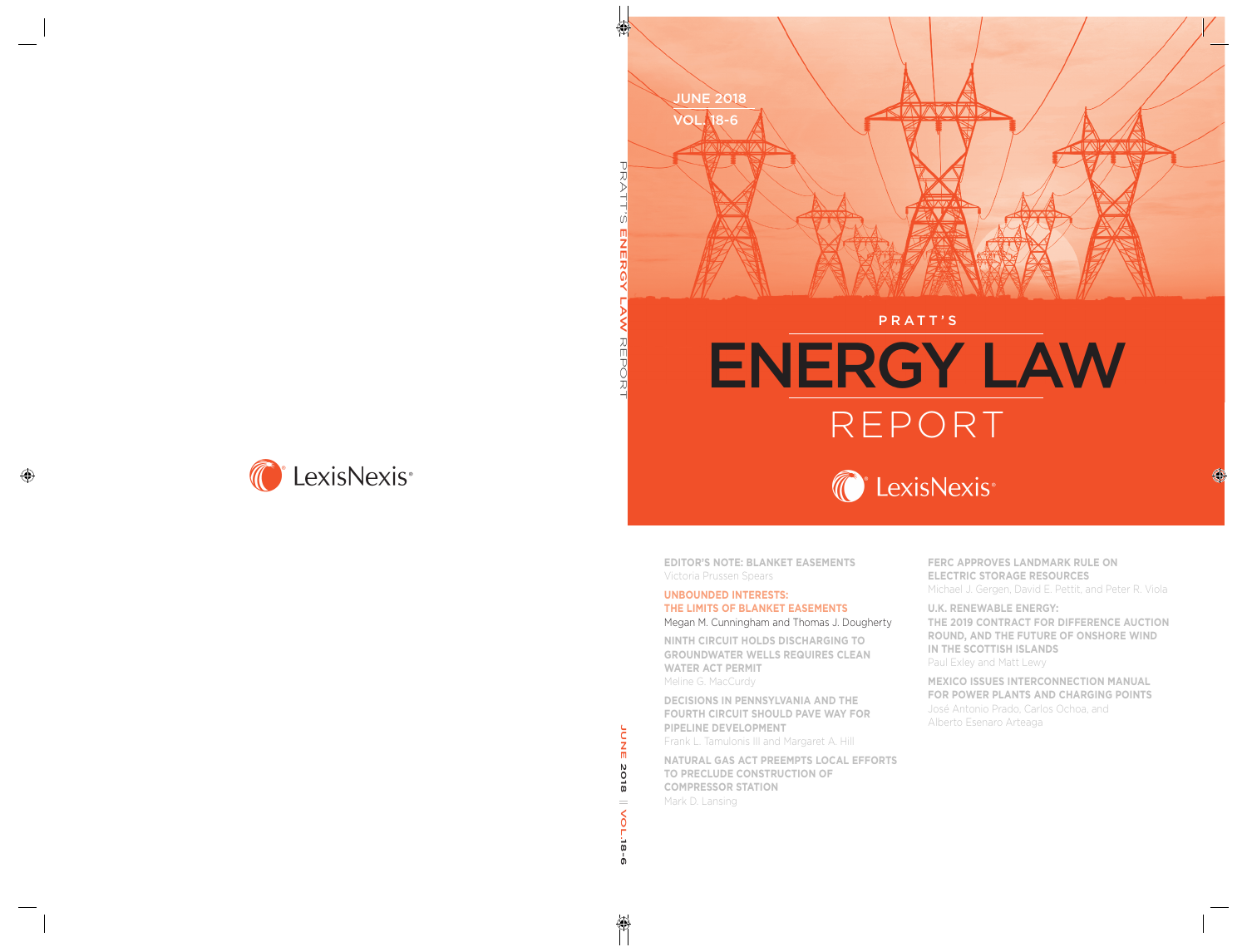JUNE 2018

VOL. 18-6

PRATT'S

# ENERGY LAW

REPORT

LexisNexis®

**EDITOR'S NOTE: BLANKET EASEMENTS**
Victoria Prussen Spears

**UNBOUNDED INTERESTS: THE LIMITS OF BLANKET EASEMENTS**
Megan M. Cunningham and Thomas J. Dougherty

**NINTH CIRCUIT HOLDS DISCHARGING TO GROUNDWATER WELLS REQUIRES CLEAN WATER ACT PERMIT**
Meline G. MacCurdy

**DECISIONS IN PENNSYLVANIA AND THE FOURTH CIRCUIT SHOULD PAVE WAY FOR PIPELINE DEVELOPMENT**
Frank L. Tamulonis III and Margaret A. Hill

**NATURAL GAS ACT PREEMPTS LOCAL EFFORTS TO PRECLUDE CONSTRUCTION OF COMPRESSOR STATION**
Mark D. Lansing

**FERC APPROVES LANDMARK RULE ON ELECTRIC STORAGE RESOURCES**
Michael J. Gergen, David E. Pettit, and Peter R. Viola

**U.K. RENEWABLE ENERGY: THE 2019 CONTRACT FOR DIFFERENCE AUCTION ROUND, AND THE FUTURE OF ONSHORE WIND IN THE SCOTTISH ISLANDS**
Paul Exley and Matt Lewy

**MEXICO ISSUES INTERCONNECTION MANUAL FOR POWER PLANTS AND CHARGING POINTS**
José Antonio Prado, Carlos Ochoa, and Alberto Esenaro Arteaga

PRATT'S ENERGY LAW REPORT

JUNE 2018 || VOL. 18-6

LexisNexis®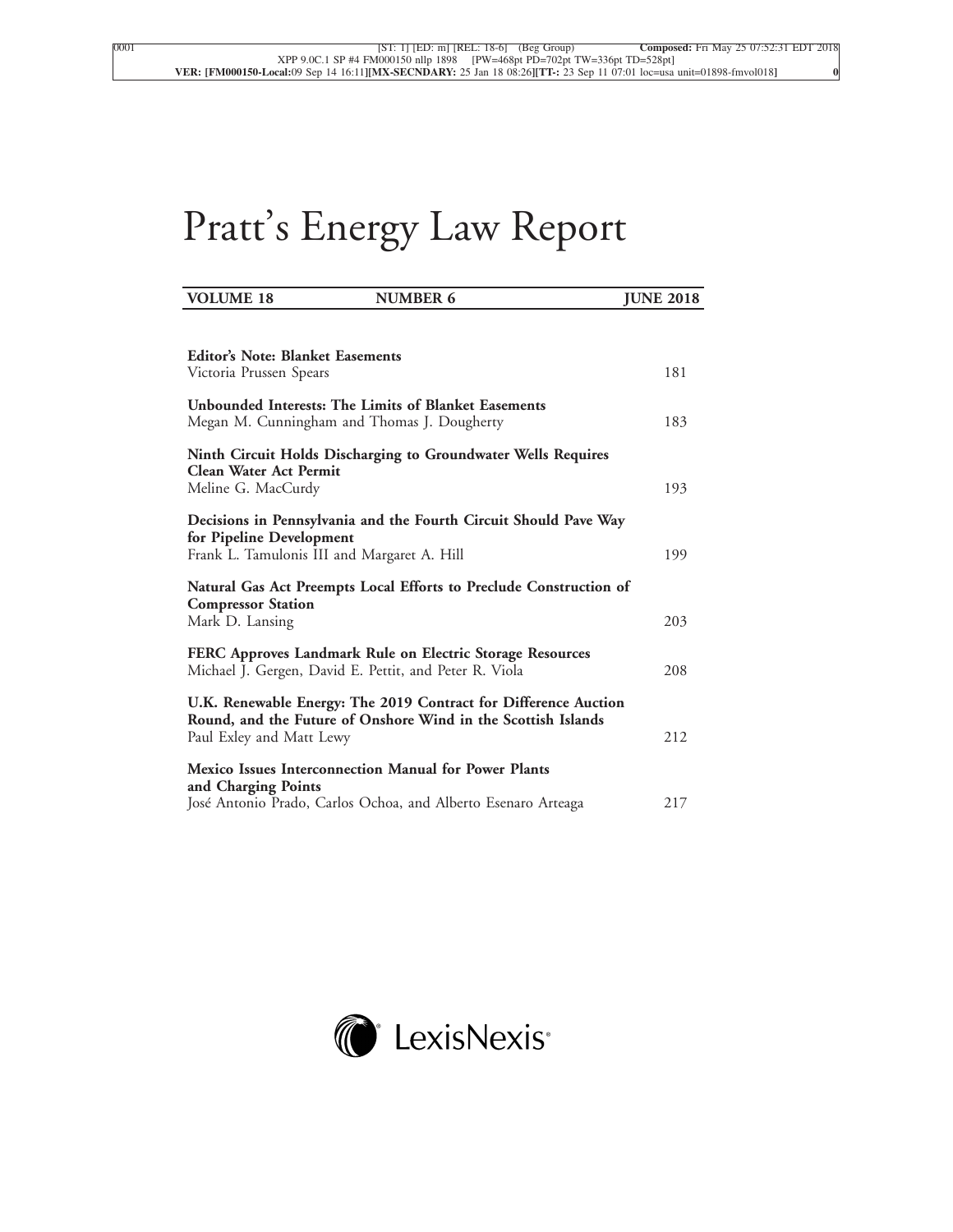# Pratt's Energy Law Report

| VOLUME 18 | NUMBER 6 | JUNE 2018 |
|---|---|---|

**Editor's Note: Blanket Easements**
Victoria Prussen Spears — 181

**Unbounded Interests: The Limits of Blanket Easements**
Megan M. Cunningham and Thomas J. Dougherty — 183

**Ninth Circuit Holds Discharging to Groundwater Wells Requires Clean Water Act Permit**
Meline G. MacCurdy — 193

**Decisions in Pennsylvania and the Fourth Circuit Should Pave Way for Pipeline Development**
Frank L. Tamulonis III and Margaret A. Hill — 199

**Natural Gas Act Preempts Local Efforts to Preclude Construction of Compressor Station**
Mark D. Lansing — 203

**FERC Approves Landmark Rule on Electric Storage Resources**
Michael J. Gergen, David E. Pettit, and Peter R. Viola — 208

**U.K. Renewable Energy: The 2019 Contract for Difference Auction Round, and the Future of Onshore Wind in the Scottish Islands**
Paul Exley and Matt Lewy — 212

**Mexico Issues Interconnection Manual for Power Plants and Charging Points**
José Antonio Prado, Carlos Ochoa, and Alberto Esenaro Arteaga — 217

LexisNexis®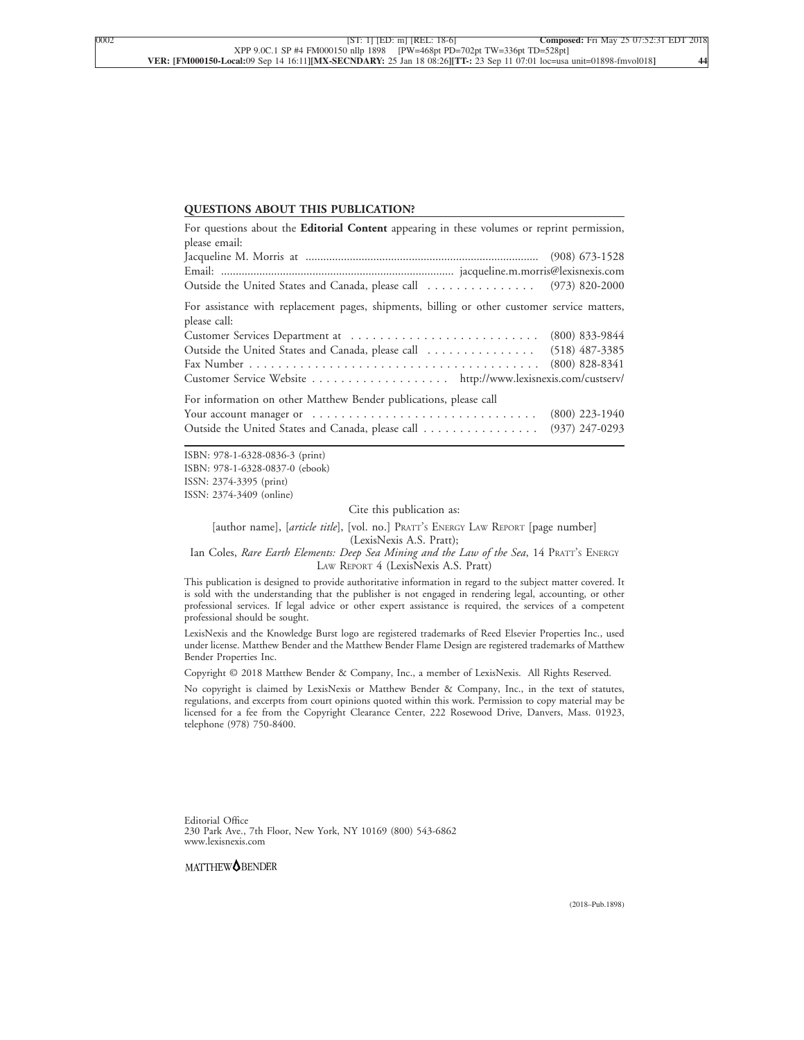## QUESTIONS ABOUT THIS PUBLICATION?

For questions about the **Editorial Content** appearing in these volumes or reprint permission, please email:

Jacqueline M. Morris at ............................................................................ (908) 673-1528
Email: ............................................................................ jacqueline.m.morris@lexisnexis.com
Outside the United States and Canada, please call . . . . . . . . . . . . . . . (973) 820-2000

For assistance with replacement pages, shipments, billing or other customer service matters, please call:

Customer Services Department at . . . . . . . . . . . . . . . . . . . . . . . . . . (800) 833-9844
Outside the United States and Canada, please call . . . . . . . . . . . . . . . (518) 487-3385
Fax Number . . . . . . . . . . . . . . . . . . . . . . . . . . . . . . . . . . . . . . . . (800) 828-8341
Customer Service Website . . . . . . . . . . . . . . . . . . . http://www.lexisnexis.com/custserv/

For information on other Matthew Bender publications, please call

Your account manager or . . . . . . . . . . . . . . . . . . . . . . . . . . . . . . . . (800) 223-1940
Outside the United States and Canada, please call . . . . . . . . . . . . . . . . (937) 247-0293

---

ISBN: 978-1-6328-0836-3 (print)
ISBN: 978-1-6328-0837-0 (ebook)
ISSN: 2374-3395 (print)
ISSN: 2374-3409 (online)

Cite this publication as:

[author name], [*article title*], [vol. no.] PRATT'S ENERGY LAW REPORT [page number] (LexisNexis A.S. Pratt);

Ian Coles, *Rare Earth Elements: Deep Sea Mining and the Law of the Sea*, 14 PRATT'S ENERGY LAW REPORT 4 (LexisNexis A.S. Pratt)

This publication is designed to provide authoritative information in regard to the subject matter covered. It is sold with the understanding that the publisher is not engaged in rendering legal, accounting, or other professional services. If legal advice or other expert assistance is required, the services of a competent professional should be sought.

LexisNexis and the Knowledge Burst logo are registered trademarks of Reed Elsevier Properties Inc., used under license. Matthew Bender and the Matthew Bender Flame Design are registered trademarks of Matthew Bender Properties Inc.

Copyright © 2018 Matthew Bender & Company, Inc., a member of LexisNexis. All Rights Reserved.

No copyright is claimed by LexisNexis or Matthew Bender & Company, Inc., in the text of statutes, regulations, and excerpts from court opinions quoted within this work. Permission to copy material may be licensed for a fee from the Copyright Clearance Center, 222 Rosewood Drive, Danvers, Mass. 01923, telephone (978) 750-8400.

Editorial Office
230 Park Ave., 7th Floor, New York, NY 10169 (800) 543-6862
www.lexisnexis.com

MATTHEW BENDER

(2018–Pub.1898)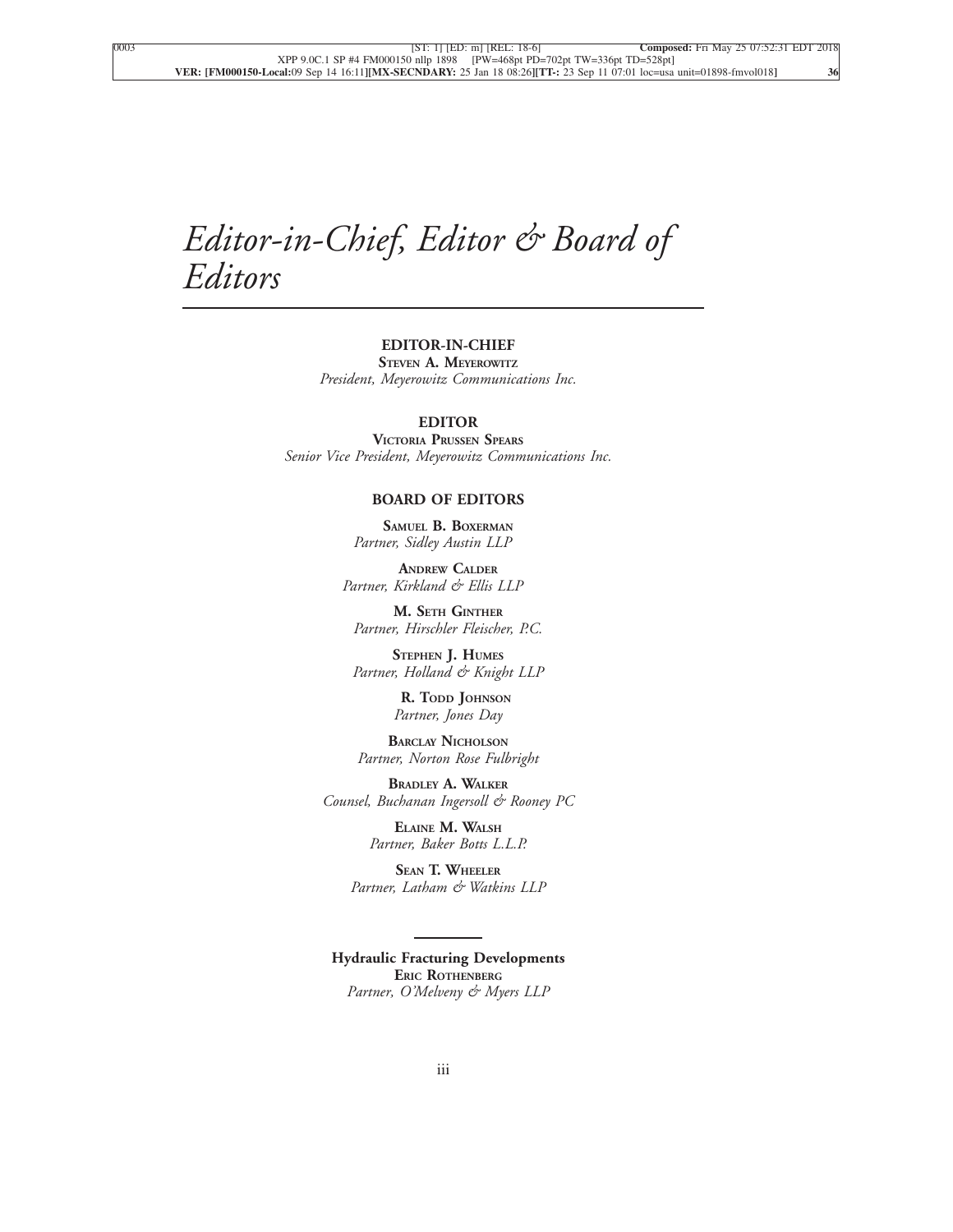# *Editor-in-Chief, Editor & Board of Editors*

**EDITOR-IN-CHIEF**

**Steven A. Meyerowitz**

*President, Meyerowitz Communications Inc.*

**EDITOR**

**Victoria Prussen Spears**

*Senior Vice President, Meyerowitz Communications Inc.*

**BOARD OF EDITORS**

**Samuel B. Boxerman**

*Partner, Sidley Austin LLP*

**Andrew Calder**

*Partner, Kirkland & Ellis LLP*

**M. Seth Ginther**

*Partner, Hirschler Fleischer, P.C.*

**Stephen J. Humes**

*Partner, Holland & Knight LLP*

**R. Todd Johnson**

*Partner, Jones Day*

**Barclay Nicholson**

*Partner, Norton Rose Fulbright*

**Bradley A. Walker**

*Counsel, Buchanan Ingersoll & Rooney PC*

**Elaine M. Walsh**

*Partner, Baker Botts L.L.P.*

**Sean T. Wheeler**

*Partner, Latham & Watkins LLP*

---

**Hydraulic Fracturing Developments**

**Eric Rothenberg**

*Partner, O'Melveny & Myers LLP*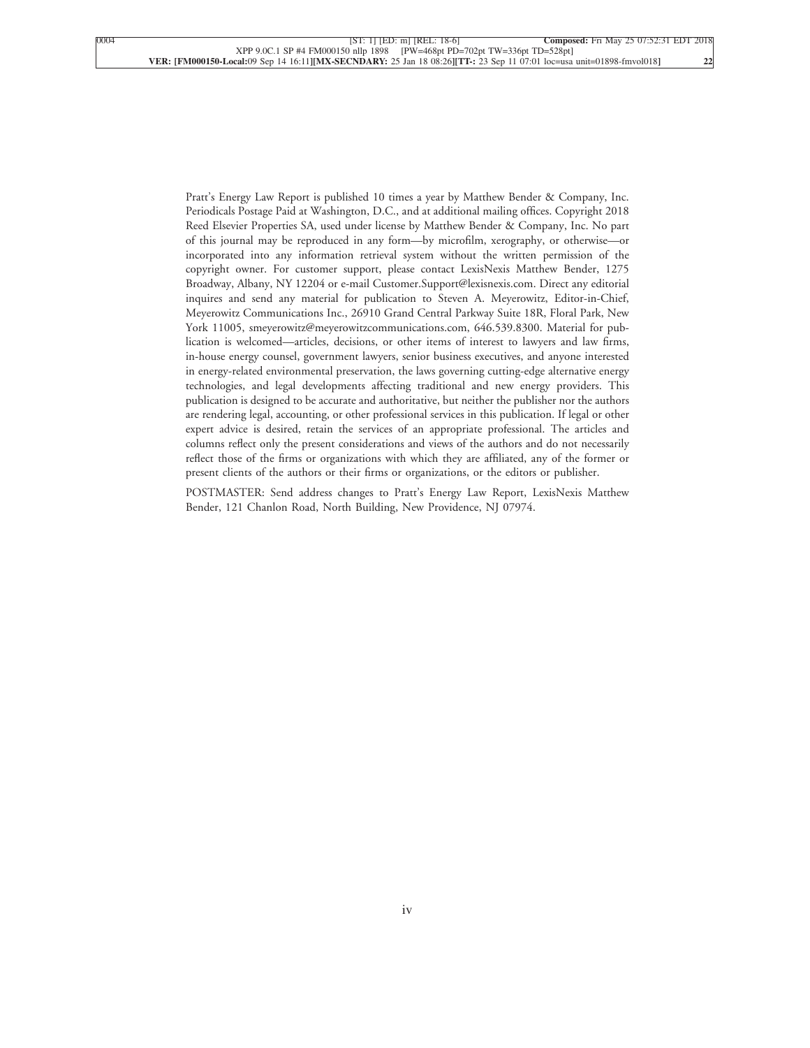Pratt's Energy Law Report is published 10 times a year by Matthew Bender & Company, Inc. Periodicals Postage Paid at Washington, D.C., and at additional mailing offices. Copyright 2018 Reed Elsevier Properties SA, used under license by Matthew Bender & Company, Inc. No part of this journal may be reproduced in any form—by microfilm, xerography, or otherwise—or incorporated into any information retrieval system without the written permission of the copyright owner. For customer support, please contact LexisNexis Matthew Bender, 1275 Broadway, Albany, NY 12204 or e-mail Customer.Support@lexisnexis.com. Direct any editorial inquires and send any material for publication to Steven A. Meyerowitz, Editor-in-Chief, Meyerowitz Communications Inc., 26910 Grand Central Parkway Suite 18R, Floral Park, New York 11005, smeyerowitz@meyerowitzcommunications.com, 646.539.8300. Material for publication is welcomed—articles, decisions, or other items of interest to lawyers and law firms, in-house energy counsel, government lawyers, senior business executives, and anyone interested in energy-related environmental preservation, the laws governing cutting-edge alternative energy technologies, and legal developments affecting traditional and new energy providers. This publication is designed to be accurate and authoritative, but neither the publisher nor the authors are rendering legal, accounting, or other professional services in this publication. If legal or other expert advice is desired, retain the services of an appropriate professional. The articles and columns reflect only the present considerations and views of the authors and do not necessarily reflect those of the firms or organizations with which they are affiliated, any of the former or present clients of the authors or their firms or organizations, or the editors or publisher.

POSTMASTER: Send address changes to Pratt's Energy Law Report, LexisNexis Matthew Bender, 121 Chanlon Road, North Building, New Providence, NJ 07974.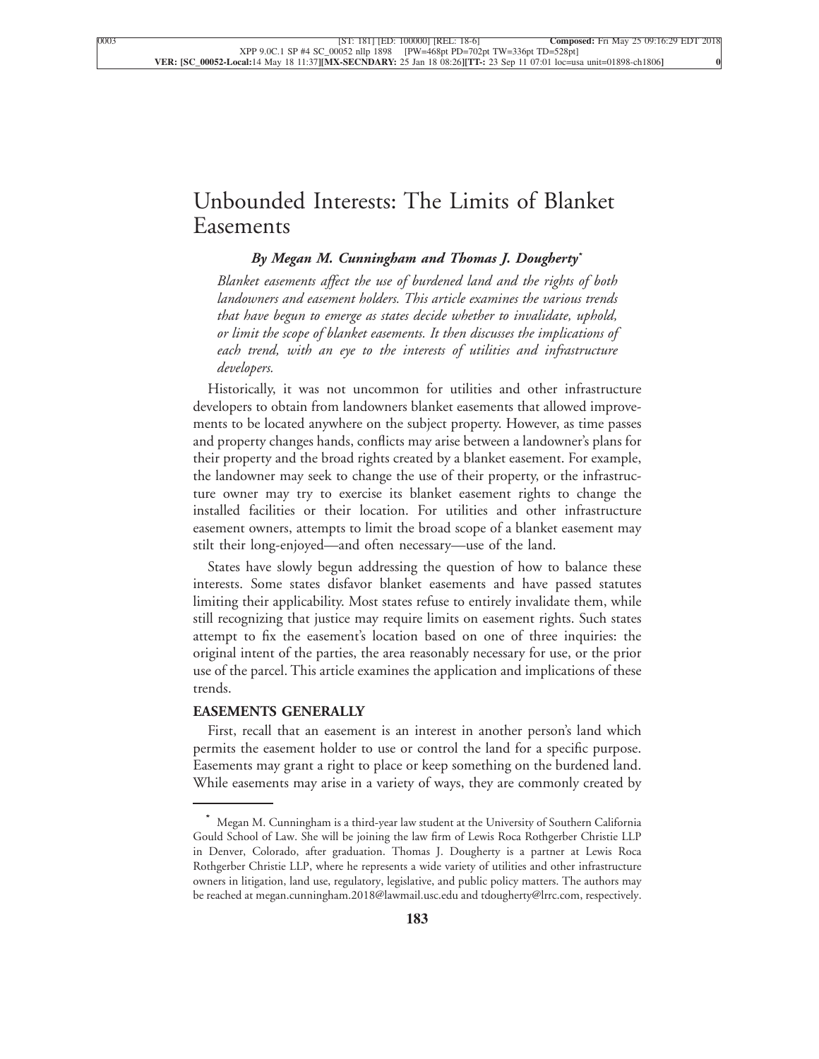# Unbounded Interests: The Limits of Blanket Easements

***By Megan M. Cunningham and Thomas J. Dougherty*** *

*Blanket easements affect the use of burdened land and the rights of both landowners and easement holders. This article examines the various trends that have begun to emerge as states decide whether to invalidate, uphold, or limit the scope of blanket easements. It then discusses the implications of each trend, with an eye to the interests of utilities and infrastructure developers.*

Historically, it was not uncommon for utilities and other infrastructure developers to obtain from landowners blanket easements that allowed improvements to be located anywhere on the subject property. However, as time passes and property changes hands, conflicts may arise between a landowner's plans for their property and the broad rights created by a blanket easement. For example, the landowner may seek to change the use of their property, or the infrastructure owner may try to exercise its blanket easement rights to change the installed facilities or their location. For utilities and other infrastructure easement owners, attempts to limit the broad scope of a blanket easement may stilt their long-enjoyed—and often necessary—use of the land.

States have slowly begun addressing the question of how to balance these interests. Some states disfavor blanket easements and have passed statutes limiting their applicability. Most states refuse to entirely invalidate them, while still recognizing that justice may require limits on easement rights. Such states attempt to fix the easement's location based on one of three inquiries: the original intent of the parties, the area reasonably necessary for use, or the prior use of the parcel. This article examines the application and implications of these trends.

## EASEMENTS GENERALLY

First, recall that an easement is an interest in another person's land which permits the easement holder to use or control the land for a specific purpose. Easements may grant a right to place or keep something on the burdened land. While easements may arise in a variety of ways, they are commonly created by

---

\* Megan M. Cunningham is a third-year law student at the University of Southern California Gould School of Law. She will be joining the law firm of Lewis Roca Rothgerber Christie LLP in Denver, Colorado, after graduation. Thomas J. Dougherty is a partner at Lewis Roca Rothgerber Christie LLP, where he represents a wide variety of utilities and other infrastructure owners in litigation, land use, regulatory, legislative, and public policy matters. The authors may be reached at megan.cunningham.2018@lawmail.usc.edu and tdougherty@lrrc.com, respectively.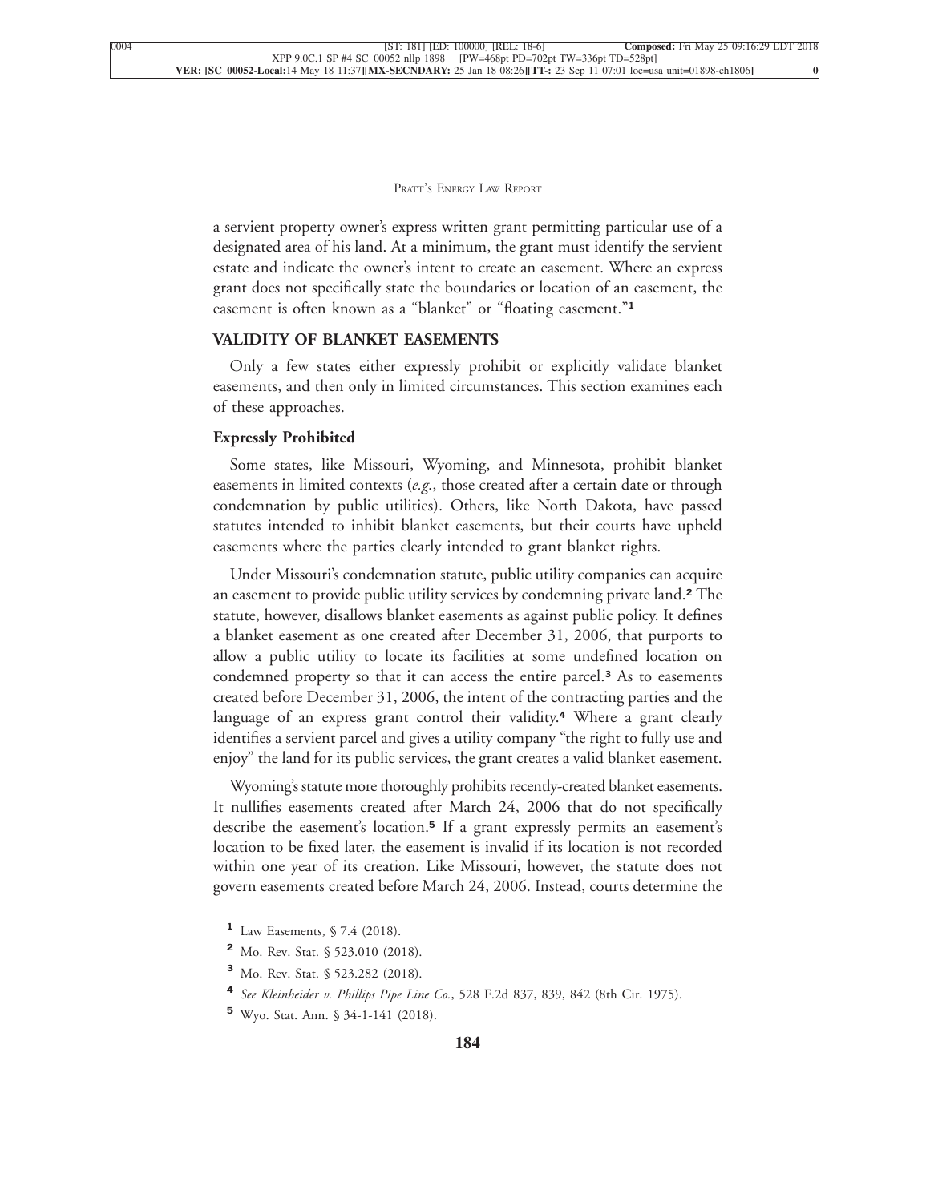a servient property owner's express written grant permitting particular use of a designated area of his land. At a minimum, the grant must identify the servient estate and indicate the owner's intent to create an easement. Where an express grant does not specifically state the boundaries or location of an easement, the easement is often known as a "blanket" or "floating easement."[1]

## VALIDITY OF BLANKET EASEMENTS

Only a few states either expressly prohibit or explicitly validate blanket easements, and then only in limited circumstances. This section examines each of these approaches.

### Expressly Prohibited

Some states, like Missouri, Wyoming, and Minnesota, prohibit blanket easements in limited contexts (*e.g.*, those created after a certain date or through condemnation by public utilities). Others, like North Dakota, have passed statutes intended to inhibit blanket easements, but their courts have upheld easements where the parties clearly intended to grant blanket rights.

Under Missouri's condemnation statute, public utility companies can acquire an easement to provide public utility services by condemning private land.[2] The statute, however, disallows blanket easements as against public policy. It defines a blanket easement as one created after December 31, 2006, that purports to allow a public utility to locate its facilities at some undefined location on condemned property so that it can access the entire parcel.[3] As to easements created before December 31, 2006, the intent of the contracting parties and the language of an express grant control their validity.[4] Where a grant clearly identifies a servient parcel and gives a utility company "the right to fully use and enjoy" the land for its public services, the grant creates a valid blanket easement.

Wyoming's statute more thoroughly prohibits recently-created blanket easements. It nullifies easements created after March 24, 2006 that do not specifically describe the easement's location.[5] If a grant expressly permits an easement's location to be fixed later, the easement is invalid if its location is not recorded within one year of its creation. Like Missouri, however, the statute does not govern easements created before March 24, 2006. Instead, courts determine the

---

[1] Law Easements, § 7.4 (2018).

[2] Mo. Rev. Stat. § 523.010 (2018).

[3] Mo. Rev. Stat. § 523.282 (2018).

[4] *See Kleinheider v. Phillips Pipe Line Co.*, 528 F.2d 837, 839, 842 (8th Cir. 1975).

[5] Wyo. Stat. Ann. § 34-1-141 (2018).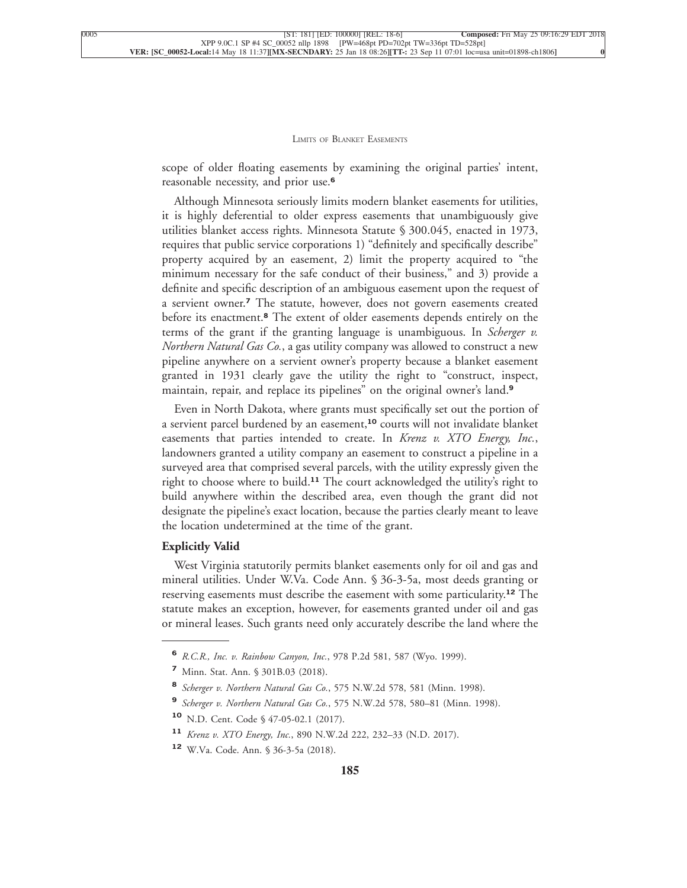scope of older floating easements by examining the original parties' intent, reasonable necessity, and prior use.[6]

Although Minnesota seriously limits modern blanket easements for utilities, it is highly deferential to older express easements that unambiguously give utilities blanket access rights. Minnesota Statute § 300.045, enacted in 1973, requires that public service corporations 1) "definitely and specifically describe" property acquired by an easement, 2) limit the property acquired to "the minimum necessary for the safe conduct of their business," and 3) provide a definite and specific description of an ambiguous easement upon the request of a servient owner.[7] The statute, however, does not govern easements created before its enactment.[8] The extent of older easements depends entirely on the terms of the grant if the granting language is unambiguous. In *Scherger v. Northern Natural Gas Co.*, a gas utility company was allowed to construct a new pipeline anywhere on a servient owner's property because a blanket easement granted in 1931 clearly gave the utility the right to "construct, inspect, maintain, repair, and replace its pipelines" on the original owner's land.[9]

Even in North Dakota, where grants must specifically set out the portion of a servient parcel burdened by an easement,[10] courts will not invalidate blanket easements that parties intended to create. In *Krenz v. XTO Energy, Inc.*, landowners granted a utility company an easement to construct a pipeline in a surveyed area that comprised several parcels, with the utility expressly given the right to choose where to build.[11] The court acknowledged the utility's right to build anywhere within the described area, even though the grant did not designate the pipeline's exact location, because the parties clearly meant to leave the location undetermined at the time of the grant.

**Explicitly Valid**

West Virginia statutorily permits blanket easements only for oil and gas and mineral utilities. Under W.Va. Code Ann. § 36-3-5a, most deeds granting or reserving easements must describe the easement with some particularity.[12] The statute makes an exception, however, for easements granted under oil and gas or mineral leases. Such grants need only accurately describe the land where the

---

[6] *R.C.R., Inc. v. Rainbow Canyon, Inc.*, 978 P.2d 581, 587 (Wyo. 1999).

[7] Minn. Stat. Ann. § 301B.03 (2018).

[8] *Scherger v. Northern Natural Gas Co.*, 575 N.W.2d 578, 581 (Minn. 1998).

[9] *Scherger v. Northern Natural Gas Co.*, 575 N.W.2d 578, 580–81 (Minn. 1998).

[10] N.D. Cent. Code § 47-05-02.1 (2017).

[11] *Krenz v. XTO Energy, Inc.*, 890 N.W.2d 222, 232–33 (N.D. 2017).

[12] W.Va. Code. Ann. § 36-3-5a (2018).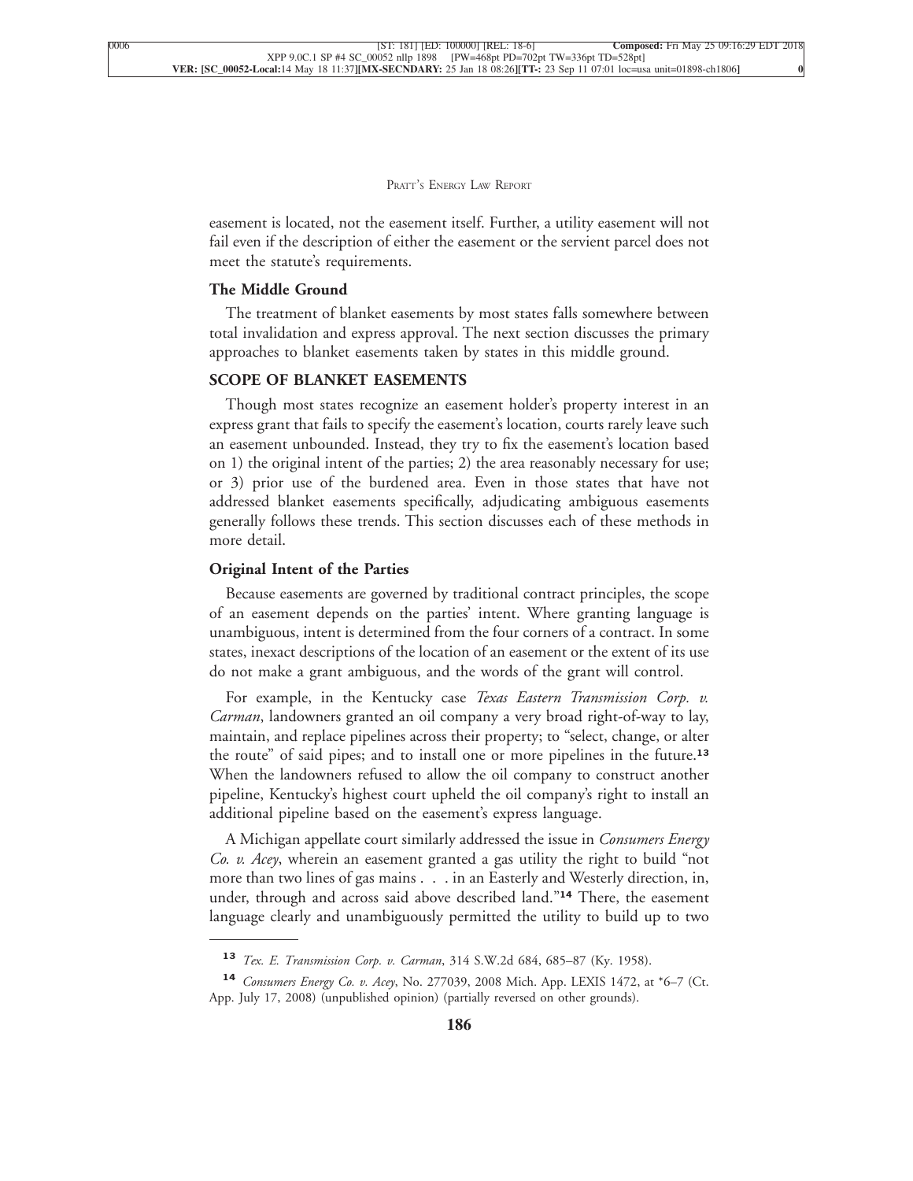easement is located, not the easement itself. Further, a utility easement will not fail even if the description of either the easement or the servient parcel does not meet the statute's requirements.

### The Middle Ground

The treatment of blanket easements by most states falls somewhere between total invalidation and express approval. The next section discusses the primary approaches to blanket easements taken by states in this middle ground.

## SCOPE OF BLANKET EASEMENTS

Though most states recognize an easement holder's property interest in an express grant that fails to specify the easement's location, courts rarely leave such an easement unbounded. Instead, they try to fix the easement's location based on 1) the original intent of the parties; 2) the area reasonably necessary for use; or 3) prior use of the burdened area. Even in those states that have not addressed blanket easements specifically, adjudicating ambiguous easements generally follows these trends. This section discusses each of these methods in more detail.

### Original Intent of the Parties

Because easements are governed by traditional contract principles, the scope of an easement depends on the parties' intent. Where granting language is unambiguous, intent is determined from the four corners of a contract. In some states, inexact descriptions of the location of an easement or the extent of its use do not make a grant ambiguous, and the words of the grant will control.

For example, in the Kentucky case *Texas Eastern Transmission Corp. v. Carman*, landowners granted an oil company a very broad right-of-way to lay, maintain, and replace pipelines across their property; to "select, change, or alter the route" of said pipes; and to install one or more pipelines in the future.[13] When the landowners refused to allow the oil company to construct another pipeline, Kentucky's highest court upheld the oil company's right to install an additional pipeline based on the easement's express language.

A Michigan appellate court similarly addressed the issue in *Consumers Energy Co. v. Acey*, wherein an easement granted a gas utility the right to build "not more than two lines of gas mains . . . in an Easterly and Westerly direction, in, under, through and across said above described land."[14] There, the easement language clearly and unambiguously permitted the utility to build up to two

---

[13] *Tex. E. Transmission Corp. v. Carman*, 314 S.W.2d 684, 685–87 (Ky. 1958).

[14] *Consumers Energy Co. v. Acey*, No. 277039, 2008 Mich. App. LEXIS 1472, at *6–7 (Ct. App. July 17, 2008) (unpublished opinion) (partially reversed on other grounds).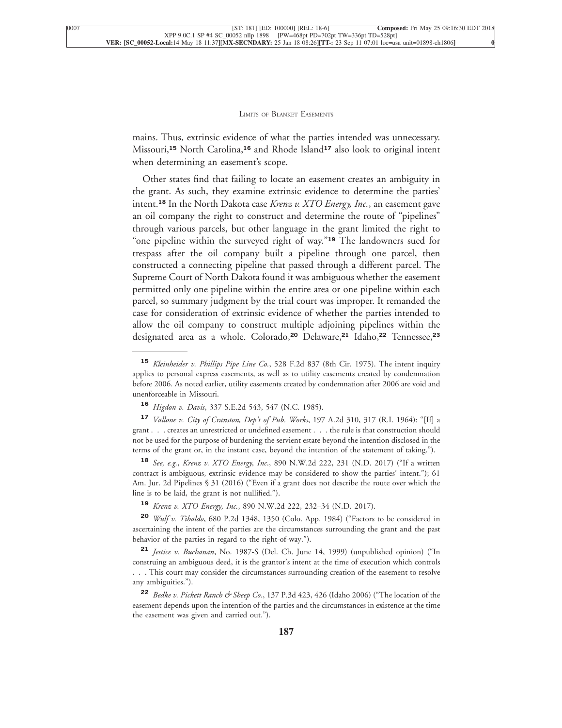mains. Thus, extrinsic evidence of what the parties intended was unnecessary. Missouri,[15] North Carolina,[16] and Rhode Island[17] also look to original intent when determining an easement's scope.

Other states find that failing to locate an easement creates an ambiguity in the grant. As such, they examine extrinsic evidence to determine the parties' intent.[18] In the North Dakota case *Krenz v. XTO Energy, Inc.*, an easement gave an oil company the right to construct and determine the route of "pipelines" through various parcels, but other language in the grant limited the right to "one pipeline within the surveyed right of way."[19] The landowners sued for trespass after the oil company built a pipeline through one parcel, then constructed a connecting pipeline that passed through a different parcel. The Supreme Court of North Dakota found it was ambiguous whether the easement permitted only one pipeline within the entire area or one pipeline within each parcel, so summary judgment by the trial court was improper. It remanded the case for consideration of extrinsic evidence of whether the parties intended to allow the oil company to construct multiple adjoining pipelines within the designated area as a whole. Colorado,[20] Delaware,[21] Idaho,[22] Tennessee,[23]

---

[15] *Kleinheider v. Phillips Pipe Line Co.*, 528 F.2d 837 (8th Cir. 1975). The intent inquiry applies to personal express easements, as well as to utility easements created by condemnation before 2006. As noted earlier, utility easements created by condemnation after 2006 are void and unenforceable in Missouri.

[16] *Higdon v. Davis*, 337 S.E.2d 543, 547 (N.C. 1985).

[17] *Vallone v. City of Cranston, Dep't of Pub. Works*, 197 A.2d 310, 317 (R.I. 1964): "[If] a grant . . . creates an unrestricted or undefined easement . . . the rule is that construction should not be used for the purpose of burdening the servient estate beyond the intention disclosed in the terms of the grant or, in the instant case, beyond the intention of the statement of taking.").

[18] *See, e.g.*, *Krenz v. XTO Energy, Inc*., 890 N.W.2d 222, 231 (N.D. 2017) ("If a written contract is ambiguous, extrinsic evidence may be considered to show the parties' intent."); 61 Am. Jur. 2d Pipelines § 31 (2016) ("Even if a grant does not describe the route over which the line is to be laid, the grant is not nullified.").

[19] *Krenz v. XTO Energy, Inc.*, 890 N.W.2d 222, 232–34 (N.D. 2017).

[20] *Wulf v. Tibaldo*, 680 P.2d 1348, 1350 (Colo. App. 1984) ("Factors to be considered in ascertaining the intent of the parties are the circumstances surrounding the grant and the past behavior of the parties in regard to the right-of-way.").

[21] *Jestice v. Buchanan*, No. 1987-S (Del. Ch. June 14, 1999) (unpublished opinion) ("In construing an ambiguous deed, it is the grantor's intent at the time of execution which controls . . . This court may consider the circumstances surrounding creation of the easement to resolve any ambiguities.").

[22] *Bedke v. Pickett Ranch & Sheep Co*., 137 P.3d 423, 426 (Idaho 2006) ("The location of the easement depends upon the intention of the parties and the circumstances in existence at the time the easement was given and carried out.").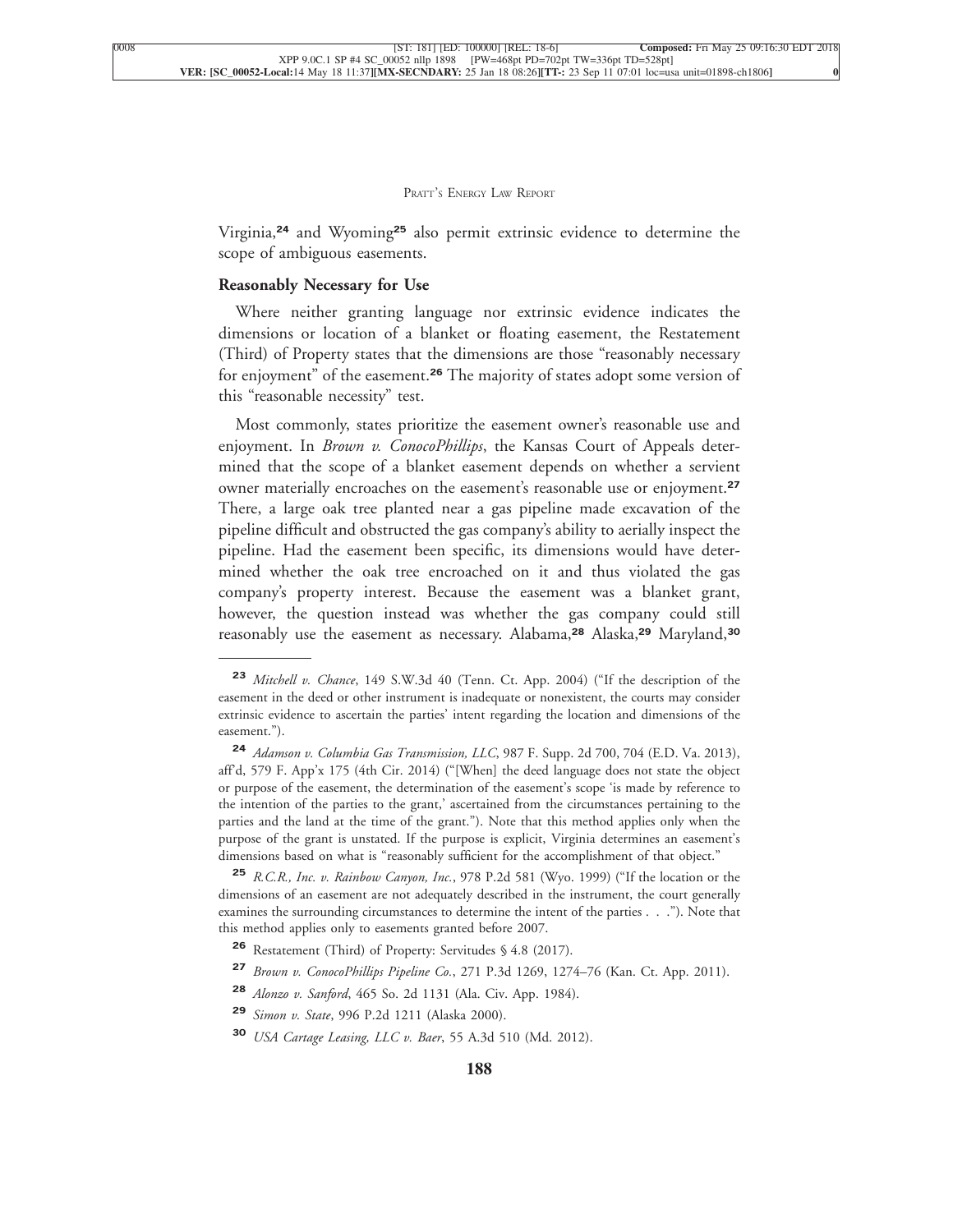Virginia,[24] and Wyoming[25] also permit extrinsic evidence to determine the scope of ambiguous easements.

**Reasonably Necessary for Use**

Where neither granting language nor extrinsic evidence indicates the dimensions or location of a blanket or floating easement, the Restatement (Third) of Property states that the dimensions are those "reasonably necessary for enjoyment" of the easement.[26] The majority of states adopt some version of this "reasonable necessity" test.

Most commonly, states prioritize the easement owner's reasonable use and enjoyment. In *Brown v. ConocoPhillips*, the Kansas Court of Appeals determined that the scope of a blanket easement depends on whether a servient owner materially encroaches on the easement's reasonable use or enjoyment.[27] There, a large oak tree planted near a gas pipeline made excavation of the pipeline difficult and obstructed the gas company's ability to aerially inspect the pipeline. Had the easement been specific, its dimensions would have determined whether the oak tree encroached on it and thus violated the gas company's property interest. Because the easement was a blanket grant, however, the question instead was whether the gas company could still reasonably use the easement as necessary. Alabama,[28] Alaska,[29] Maryland,[30]

---

[23] *Mitchell v. Chance*, 149 S.W.3d 40 (Tenn. Ct. App. 2004) ("If the description of the easement in the deed or other instrument is inadequate or nonexistent, the courts may consider extrinsic evidence to ascertain the parties' intent regarding the location and dimensions of the easement.").

[24] *Adamson v. Columbia Gas Transmission, LLC*, 987 F. Supp. 2d 700, 704 (E.D. Va. 2013), aff'd, 579 F. App'x 175 (4th Cir. 2014) ("[When] the deed language does not state the object or purpose of the easement, the determination of the easement's scope 'is made by reference to the intention of the parties to the grant,' ascertained from the circumstances pertaining to the parties and the land at the time of the grant."). Note that this method applies only when the purpose of the grant is unstated. If the purpose is explicit, Virginia determines an easement's dimensions based on what is "reasonably sufficient for the accomplishment of that object."

[25] *R.C.R., Inc. v. Rainbow Canyon, Inc.*, 978 P.2d 581 (Wyo. 1999) ("If the location or the dimensions of an easement are not adequately described in the instrument, the court generally examines the surrounding circumstances to determine the intent of the parties . . ."). Note that this method applies only to easements granted before 2007.

[26] Restatement (Third) of Property: Servitudes § 4.8 (2017).

[27] *Brown v. ConocoPhillips Pipeline Co.*, 271 P.3d 1269, 1274–76 (Kan. Ct. App. 2011).

[28] *Alonzo v. Sanford*, 465 So. 2d 1131 (Ala. Civ. App. 1984).

[29] *Simon v. State*, 996 P.2d 1211 (Alaska 2000).

[30] *USA Cartage Leasing, LLC v. Baer*, 55 A.3d 510 (Md. 2012).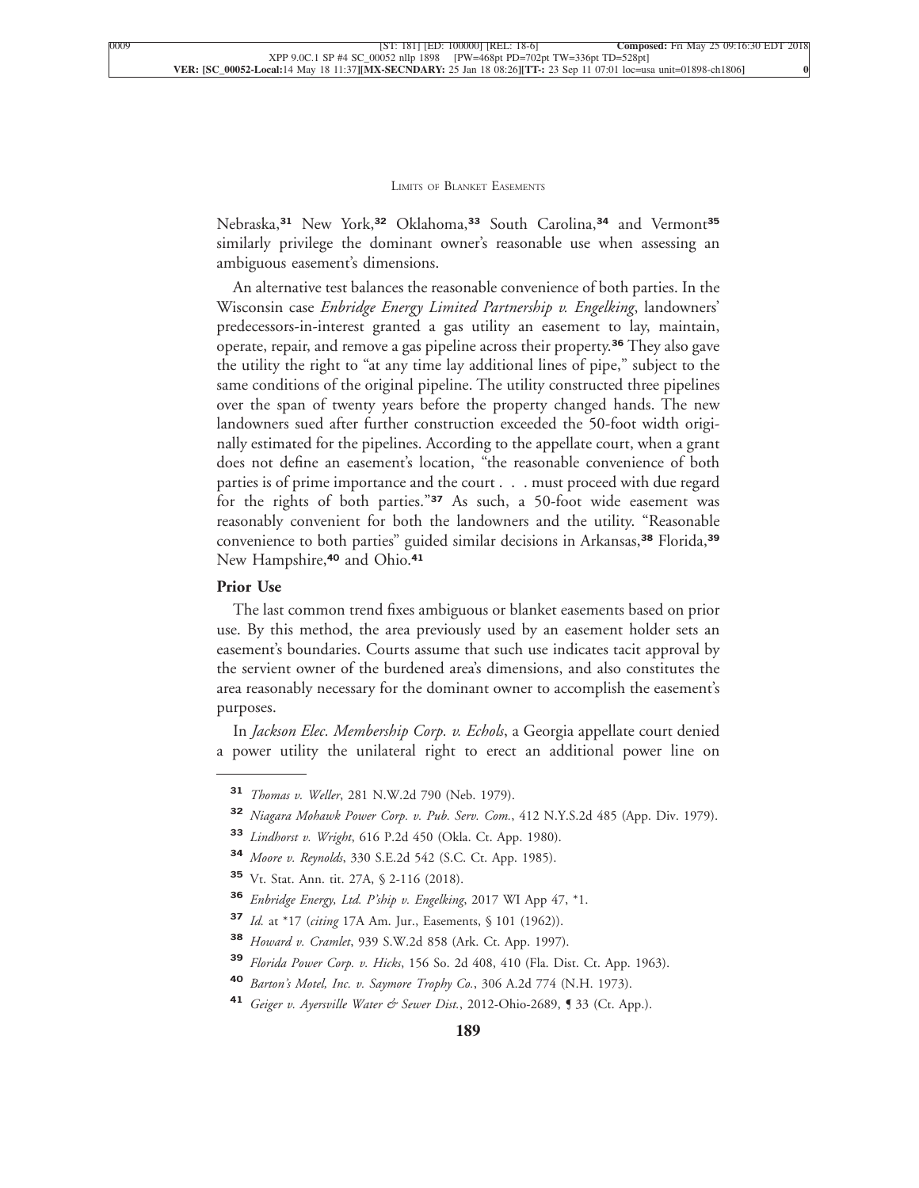Nebraska,[31] New York,[32] Oklahoma,[33] South Carolina,[34] and Vermont[35] similarly privilege the dominant owner's reasonable use when assessing an ambiguous easement's dimensions.

An alternative test balances the reasonable convenience of both parties. In the Wisconsin case *Enbridge Energy Limited Partnership v. Engelking*, landowners' predecessors-in-interest granted a gas utility an easement to lay, maintain, operate, repair, and remove a gas pipeline across their property.[36] They also gave the utility the right to "at any time lay additional lines of pipe," subject to the same conditions of the original pipeline. The utility constructed three pipelines over the span of twenty years before the property changed hands. The new landowners sued after further construction exceeded the 50-foot width originally estimated for the pipelines. According to the appellate court, when a grant does not define an easement's location, "the reasonable convenience of both parties is of prime importance and the court . . . must proceed with due regard for the rights of both parties."[37] As such, a 50-foot wide easement was reasonably convenient for both the landowners and the utility. "Reasonable convenience to both parties" guided similar decisions in Arkansas,[38] Florida,[39] New Hampshire,[40] and Ohio.[41]

**Prior Use**

The last common trend fixes ambiguous or blanket easements based on prior use. By this method, the area previously used by an easement holder sets an easement's boundaries. Courts assume that such use indicates tacit approval by the servient owner of the burdened area's dimensions, and also constitutes the area reasonably necessary for the dominant owner to accomplish the easement's purposes.

In *Jackson Elec. Membership Corp. v. Echols*, a Georgia appellate court denied a power utility the unilateral right to erect an additional power line on

---

[31] *Thomas v. Weller*, 281 N.W.2d 790 (Neb. 1979).

[32] *Niagara Mohawk Power Corp. v. Pub. Serv. Com.*, 412 N.Y.S.2d 485 (App. Div. 1979).

[33] *Lindhorst v. Wright*, 616 P.2d 450 (Okla. Ct. App. 1980).

[34] *Moore v. Reynolds*, 330 S.E.2d 542 (S.C. Ct. App. 1985).

[35] Vt. Stat. Ann. tit. 27A, § 2-116 (2018).

[36] *Enbridge Energy, Ltd. P'ship v. Engelking*, 2017 WI App 47, *1.

[37] *Id.* at *17 (*citing* 17A Am. Jur., Easements, § 101 (1962)).

[38] *Howard v. Cramlet*, 939 S.W.2d 858 (Ark. Ct. App. 1997).

[39] *Florida Power Corp. v. Hicks*, 156 So. 2d 408, 410 (Fla. Dist. Ct. App. 1963).

[40] *Barton's Motel, Inc. v. Saymore Trophy Co.*, 306 A.2d 774 (N.H. 1973).

[41] *Geiger v. Ayersville Water & Sewer Dist.*, 2012-Ohio-2689, ¶ 33 (Ct. App.).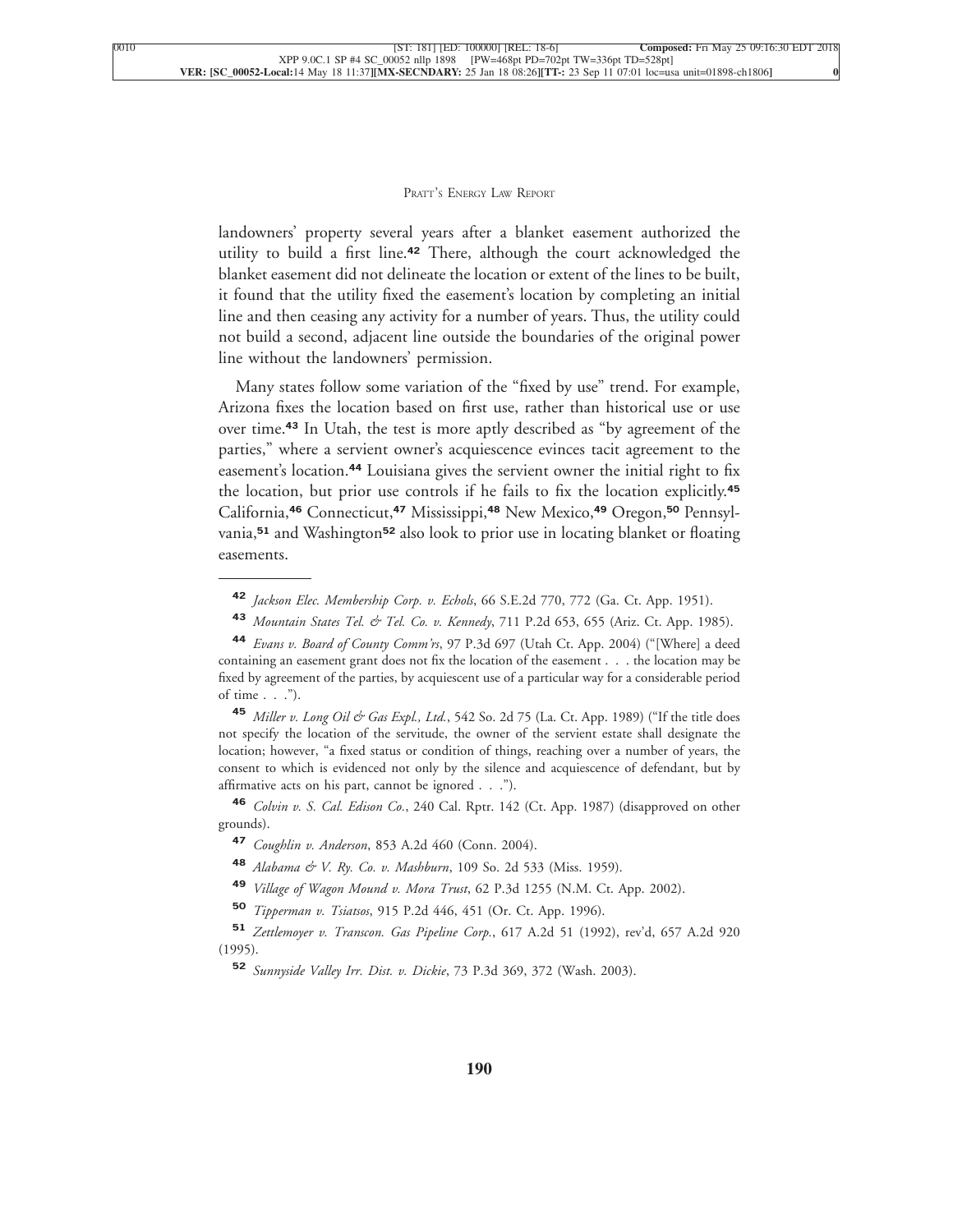landowners' property several years after a blanket easement authorized the utility to build a first line.[42] There, although the court acknowledged the blanket easement did not delineate the location or extent of the lines to be built, it found that the utility fixed the easement's location by completing an initial line and then ceasing any activity for a number of years. Thus, the utility could not build a second, adjacent line outside the boundaries of the original power line without the landowners' permission.

Many states follow some variation of the "fixed by use" trend. For example, Arizona fixes the location based on first use, rather than historical use or use over time.[43] In Utah, the test is more aptly described as "by agreement of the parties," where a servient owner's acquiescence evinces tacit agreement to the easement's location.[44] Louisiana gives the servient owner the initial right to fix the location, but prior use controls if he fails to fix the location explicitly.[45] California,[46] Connecticut,[47] Mississippi,[48] New Mexico,[49] Oregon,[50] Pennsylvania,[51] and Washington[52] also look to prior use in locating blanket or floating easements.

---

[42] *Jackson Elec. Membership Corp. v. Echols*, 66 S.E.2d 770, 772 (Ga. Ct. App. 1951).

[43] *Mountain States Tel. & Tel. Co. v. Kennedy*, 711 P.2d 653, 655 (Ariz. Ct. App. 1985).

[44] *Evans v. Board of County Comm'rs*, 97 P.3d 697 (Utah Ct. App. 2004) ("[Where] a deed containing an easement grant does not fix the location of the easement . . . the location may be fixed by agreement of the parties, by acquiescent use of a particular way for a considerable period of time . . .").

[45] *Miller v. Long Oil & Gas Expl., Ltd.*, 542 So. 2d 75 (La. Ct. App. 1989) ("If the title does not specify the location of the servitude, the owner of the servient estate shall designate the location; however, "a fixed status or condition of things, reaching over a number of years, the consent to which is evidenced not only by the silence and acquiescence of defendant, but by affirmative acts on his part, cannot be ignored . . .").

[46] *Colvin v. S. Cal. Edison Co.*, 240 Cal. Rptr. 142 (Ct. App. 1987) (disapproved on other grounds).

[47] *Coughlin v. Anderson*, 853 A.2d 460 (Conn. 2004).

[48] *Alabama & V. Ry. Co. v. Mashburn*, 109 So. 2d 533 (Miss. 1959).

[49] *Village of Wagon Mound v. Mora Trust*, 62 P.3d 1255 (N.M. Ct. App. 2002).

[50] *Tipperman v. Tsiatsos*, 915 P.2d 446, 451 (Or. Ct. App. 1996).

[51] *Zettlemoyer v. Transcon. Gas Pipeline Corp.*, 617 A.2d 51 (1992), rev'd, 657 A.2d 920 (1995).

[52] *Sunnyside Valley Irr. Dist. v. Dickie*, 73 P.3d 369, 372 (Wash. 2003).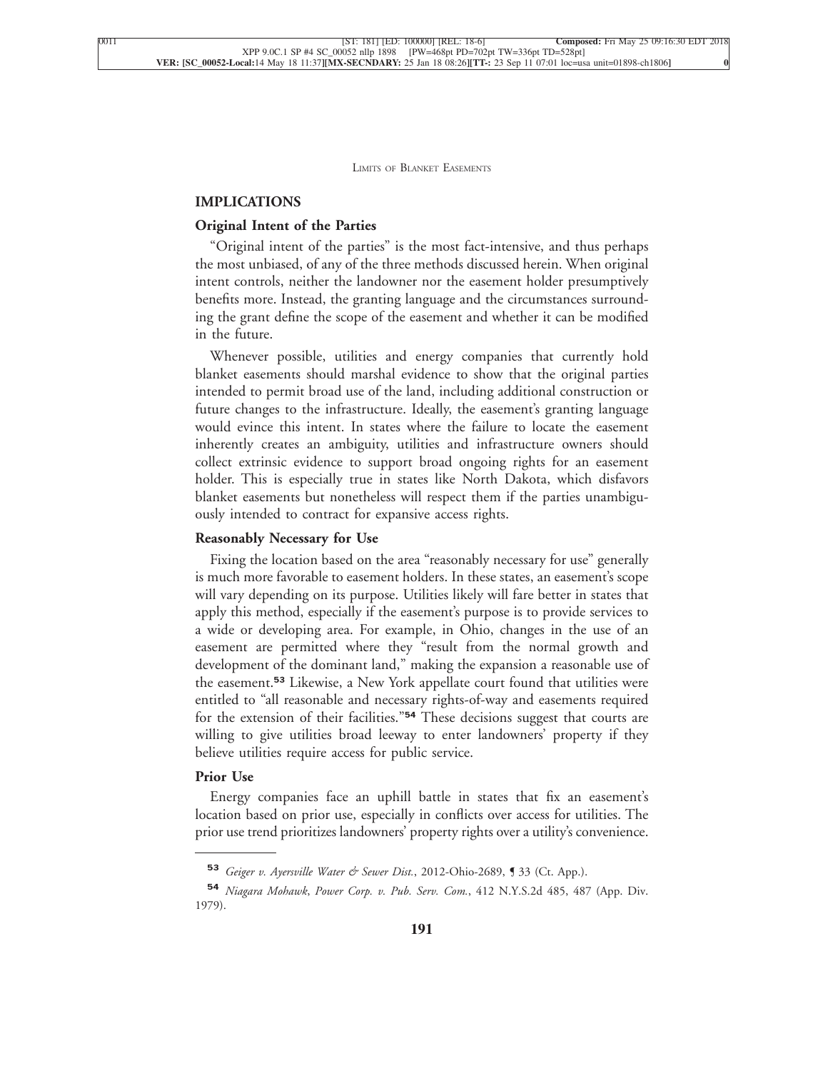## IMPLICATIONS

### Original Intent of the Parties

"Original intent of the parties" is the most fact-intensive, and thus perhaps the most unbiased, of any of the three methods discussed herein. When original intent controls, neither the landowner nor the easement holder presumptively benefits more. Instead, the granting language and the circumstances surrounding the grant define the scope of the easement and whether it can be modified in the future.

Whenever possible, utilities and energy companies that currently hold blanket easements should marshal evidence to show that the original parties intended to permit broad use of the land, including additional construction or future changes to the infrastructure. Ideally, the easement's granting language would evince this intent. In states where the failure to locate the easement inherently creates an ambiguity, utilities and infrastructure owners should collect extrinsic evidence to support broad ongoing rights for an easement holder. This is especially true in states like North Dakota, which disfavors blanket easements but nonetheless will respect them if the parties unambiguously intended to contract for expansive access rights.

### Reasonably Necessary for Use

Fixing the location based on the area "reasonably necessary for use" generally is much more favorable to easement holders. In these states, an easement's scope will vary depending on its purpose. Utilities likely will fare better in states that apply this method, especially if the easement's purpose is to provide services to a wide or developing area. For example, in Ohio, changes in the use of an easement are permitted where they "result from the normal growth and development of the dominant land," making the expansion a reasonable use of the easement.[53] Likewise, a New York appellate court found that utilities were entitled to "all reasonable and necessary rights-of-way and easements required for the extension of their facilities."[54] These decisions suggest that courts are willing to give utilities broad leeway to enter landowners' property if they believe utilities require access for public service.

### Prior Use

Energy companies face an uphill battle in states that fix an easement's location based on prior use, especially in conflicts over access for utilities. The prior use trend prioritizes landowners' property rights over a utility's convenience.

---

[53] *Geiger v. Ayersville Water & Sewer Dist.*, 2012-Ohio-2689, ¶ 33 (Ct. App.).

[54] *Niagara Mohawk, Power Corp. v. Pub. Serv. Com.*, 412 N.Y.S.2d 485, 487 (App. Div. 1979).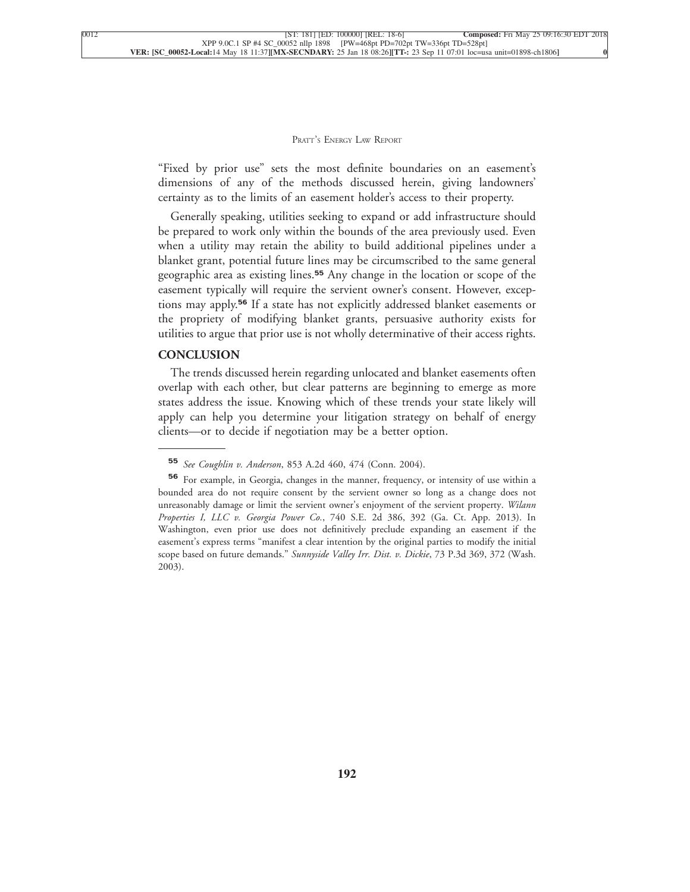"Fixed by prior use" sets the most definite boundaries on an easement's dimensions of any of the methods discussed herein, giving landowners' certainty as to the limits of an easement holder's access to their property.

Generally speaking, utilities seeking to expand or add infrastructure should be prepared to work only within the bounds of the area previously used. Even when a utility may retain the ability to build additional pipelines under a blanket grant, potential future lines may be circumscribed to the same general geographic area as existing lines.[55] Any change in the location or scope of the easement typically will require the servient owner's consent. However, exceptions may apply.[56] If a state has not explicitly addressed blanket easements or the propriety of modifying blanket grants, persuasive authority exists for utilities to argue that prior use is not wholly determinative of their access rights.

## CONCLUSION

The trends discussed herein regarding unlocated and blanket easements often overlap with each other, but clear patterns are beginning to emerge as more states address the issue. Knowing which of these trends your state likely will apply can help you determine your litigation strategy on behalf of energy clients—or to decide if negotiation may be a better option.

---

[55] *See Coughlin v. Anderson*, 853 A.2d 460, 474 (Conn. 2004).

[56] For example, in Georgia, changes in the manner, frequency, or intensity of use within a bounded area do not require consent by the servient owner so long as a change does not unreasonably damage or limit the servient owner's enjoyment of the servient property. *Wilann Properties I, LLC v. Georgia Power Co.*, 740 S.E. 2d 386, 392 (Ga. Ct. App. 2013). In Washington, even prior use does not definitively preclude expanding an easement if the easement's express terms "manifest a clear intention by the original parties to modify the initial scope based on future demands." *Sunnyside Valley Irr. Dist. v. Dickie*, 73 P.3d 369, 372 (Wash. 2003).